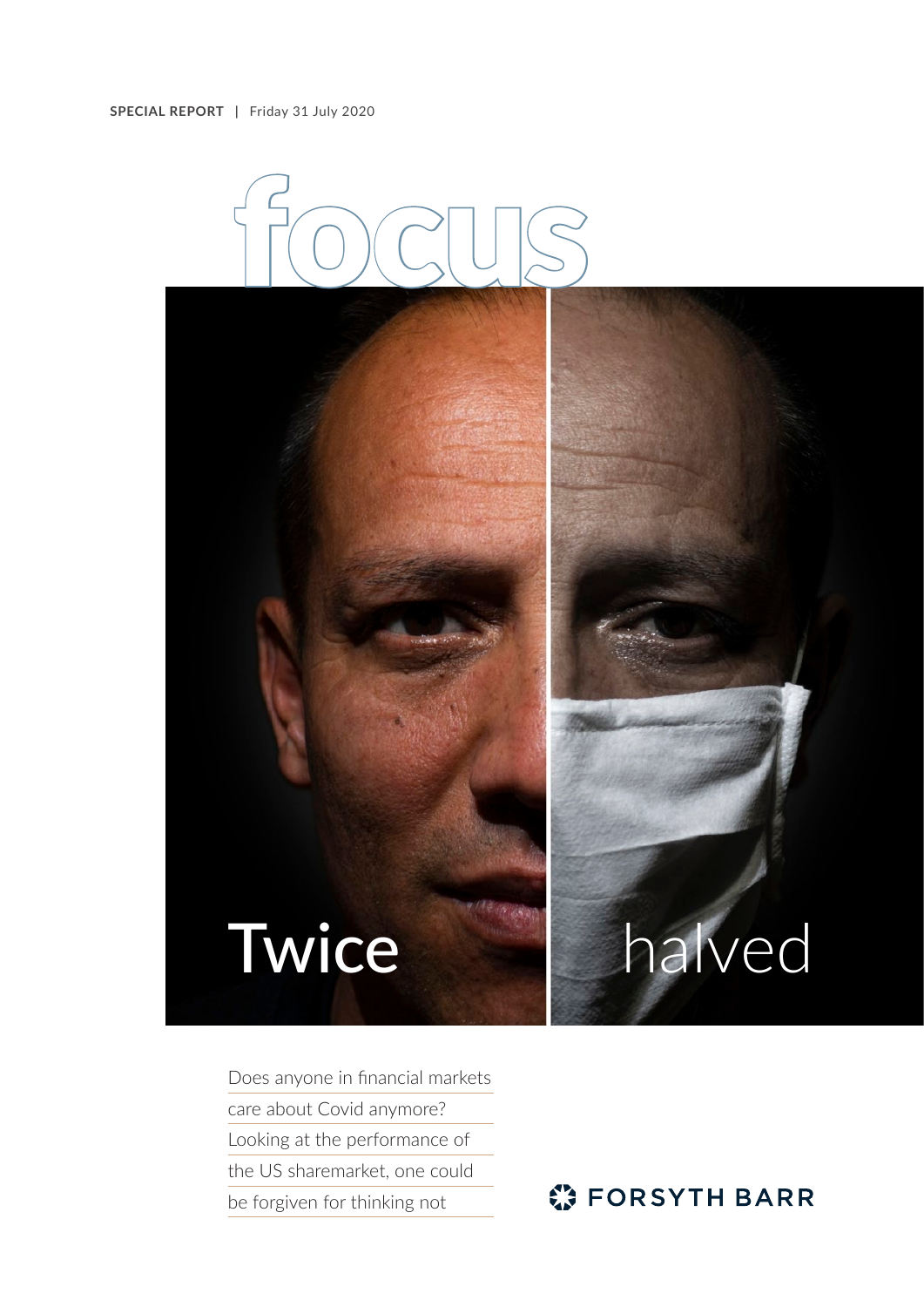**SPECIAL REPORT** | Friday 31 July 2020

# focus

# Twice halved

Does anyone in financial markets care about Covid anymore? Looking at the performance of the US sharemarket, one could be forgiven for thinking not

FORSYTH BARR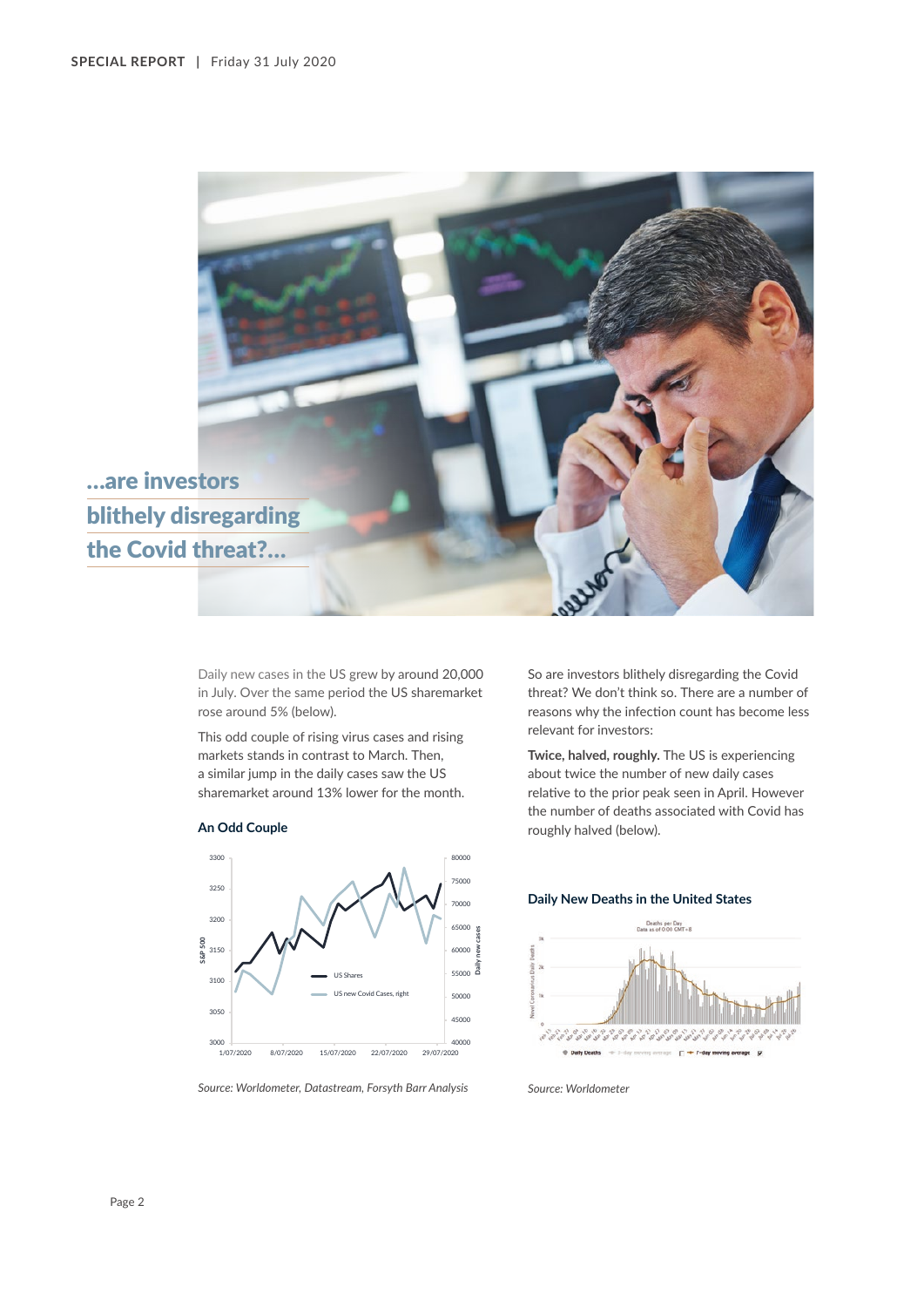## ...are investors blithely disregarding the Covid threat?...

Daily new cases in the US grew by around 20,000 in July. Over the same period the US sharemarket rose around 5% (below).

This odd couple of rising virus cases and rising markets stands in contrast to March. Then, a similar jump in the daily cases saw the US sharemarket around 13% lower for the month.

**An Odd Couple**

*Source: Worldometer, Datastream, Forsyth Barr Analysis*

So are investors blithely disregarding the Covid threat? We don't think so. There are a number of reasons why the infection count has become less relevant for investors:

**Twice, halved, roughly.** The US is experiencing about twice the number of new daily cases relative to the prior peak seen in April. However the number of deaths associated with Covid has roughly halved (below).

**Daily New Deaths in the United States**

*Source: Worldometer*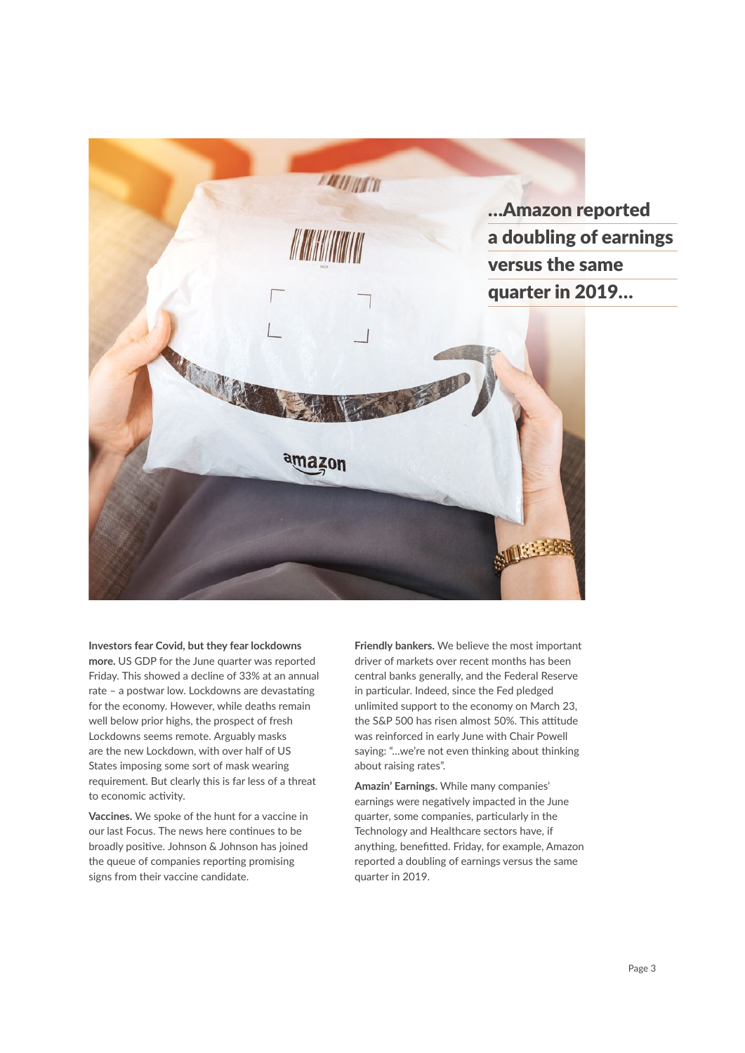**...Amazon reported a doubling of earnings versus the same quarter in 2019...**

**Investors fear Covid, but they fear lockdowns more.** US GDP for the June quarter was reported Friday. This showed a decline of 33% at an annual rate – a postwar low. Lockdowns are devastating for the economy. However, while deaths remain well below prior highs, the prospect of fresh Lockdowns seems remote. Arguably masks are the new Lockdown, with over half of US States imposing some sort of mask wearing requirement. But clearly this is far less of a threat to economic activity.

**Vaccines.** We spoke of the hunt for a vaccine in our last Focus. The news here continues to be broadly positive. Johnson & Johnson has joined the queue of companies reporting promising signs from their vaccine candidate.

**Friendly bankers.** We believe the most important driver of markets over recent months has been central banks generally, and the Federal Reserve in particular. Indeed, since the Fed pledged unlimited support to the economy on March 23, the S&P 500 has risen almost 50%. This attitude was reinforced in early June with Chair Powell saying: "...we're not even thinking about thinking about raising rates".

**Amazin' Earnings.** While many companies' earnings were negatively impacted in the June quarter, some companies, particularly in the Technology and Healthcare sectors have, if anything, benefitted. Friday, for example, Amazon reported a doubling of earnings versus the same quarter in 2019.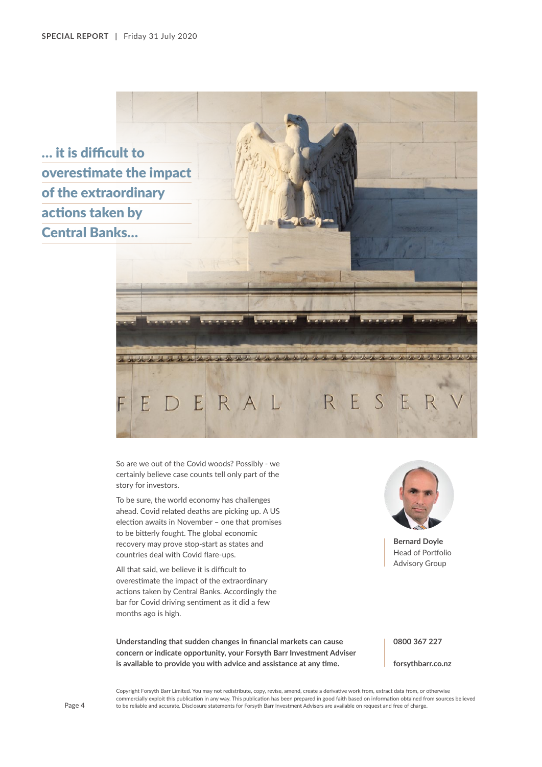> ... it is difficult to overestimate the impact of the extraordinary actions taken by Central Banks...

So are we out of the Covid woods? Possibly - we certainly believe case counts tell only part of the story for investors.

To be sure, the world economy has challenges ahead. Covid related deaths are picking up. A US election awaits in November – one that promises to be bitterly fought. The global economic recovery may prove stop-start as states and countries deal with Covid flare-ups.

All that said, we believe it is difficult to overestimate the impact of the extraordinary actions taken by Central Banks. Accordingly the bar for Covid driving sentiment as it did a few months ago is high.

**Bernard Doyle**
Head of Portfolio Advisory Group

**Understanding that sudden changes in financial markets can cause concern or indicate opportunity, your Forsyth Barr Investment Adviser is available to provide you with advice and assistance at any time.**

**0800 367 227**

**forsythbarr.co.nz**

Copyright Forsyth Barr Limited. You may not redistribute, copy, revise, amend, create a derivative work from, extract data from, or otherwise commercially exploit this publication in any way. This publication has been prepared in good faith based on information obtained from sources believed to be reliable and accurate. Disclosure statements for Forsyth Barr Investment Advisers are available on request and free of charge.